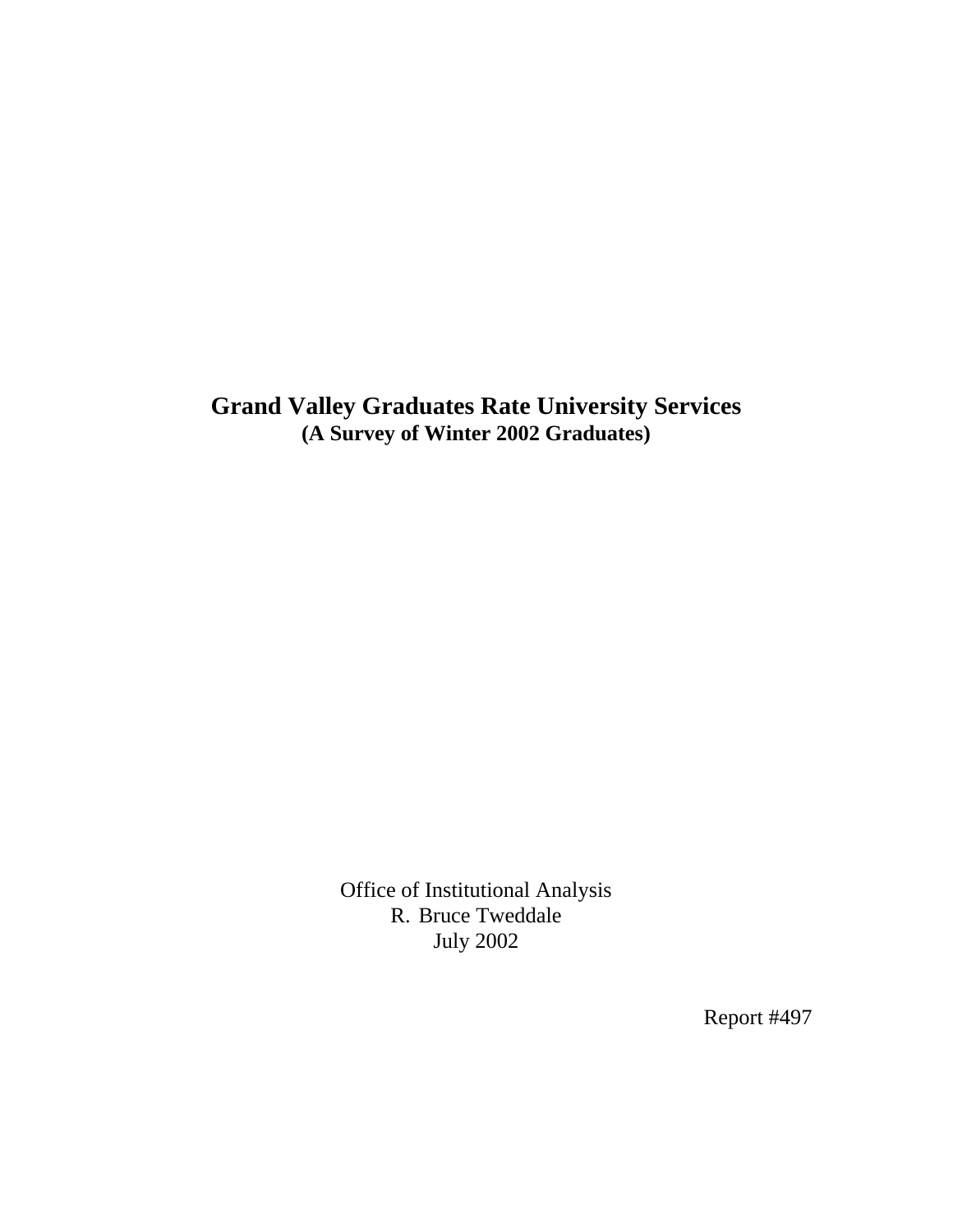# Grand Valley Graduates Rate University Services

**(A Survey of Winter 2002 Graduates)**

Office of Institutional Analysis
R. Bruce Tweddale
July 2002

Report #497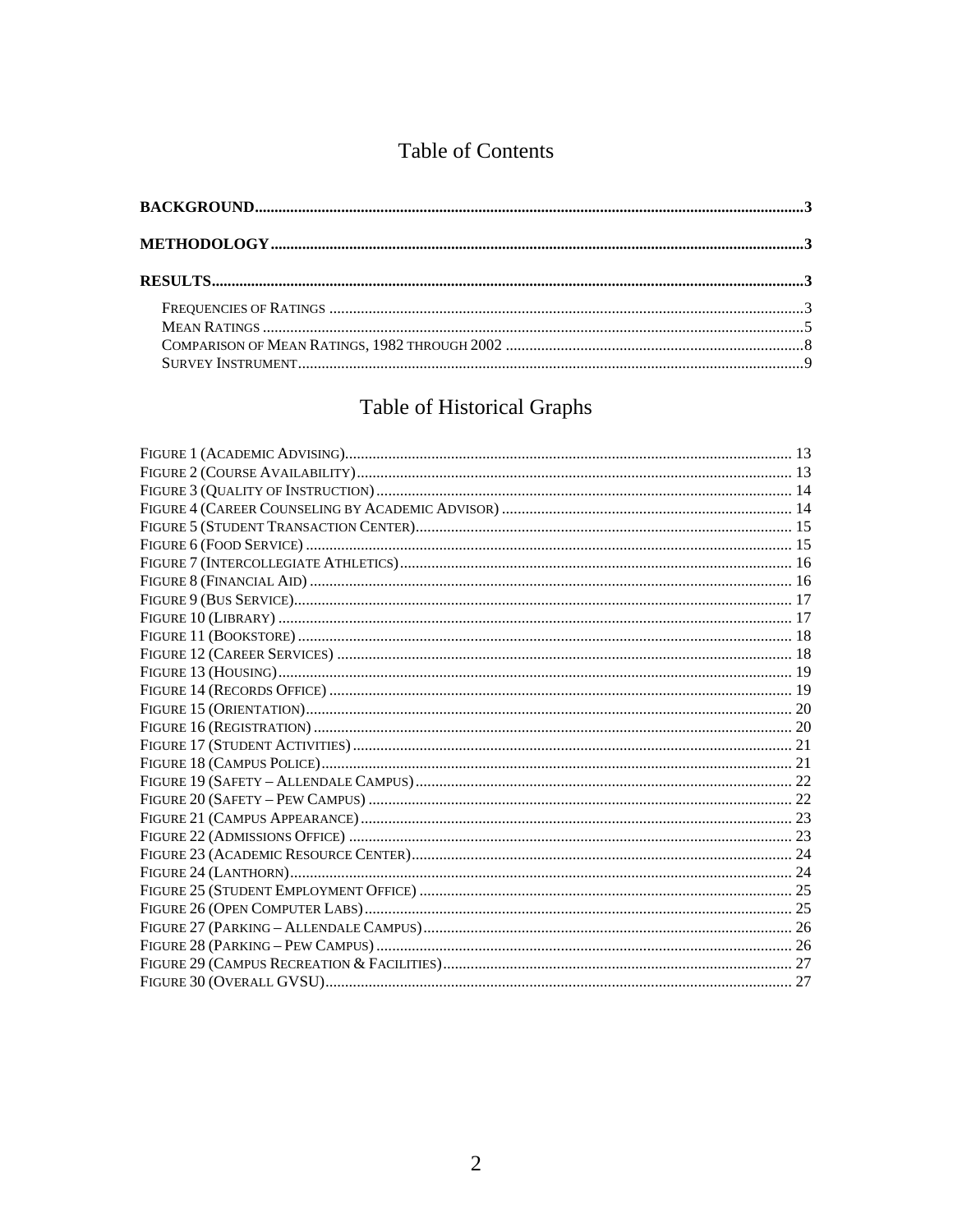# Table of Contents

**BACKGROUND** .......... 3

**METHODOLOGY** .......... 3

**RESULTS** .......... 3

- FREQUENCIES OF RATINGS .......... 3
- MEAN RATINGS .......... 5
- COMPARISON OF MEAN RATINGS, 1982 THROUGH 2002 .......... 8
- SURVEY INSTRUMENT .......... 9

# Table of Historical Graphs

FIGURE 1 (ACADEMIC ADVISING) .......... 13
FIGURE 2 (COURSE AVAILABILITY) .......... 13
FIGURE 3 (QUALITY OF INSTRUCTION) .......... 14
FIGURE 4 (CAREER COUNSELING BY ACADEMIC ADVISOR) .......... 14
FIGURE 5 (STUDENT TRANSACTION CENTER) .......... 15
FIGURE 6 (FOOD SERVICE) .......... 15
FIGURE 7 (INTERCOLLEGIATE ATHLETICS) .......... 16
FIGURE 8 (FINANCIAL AID) .......... 16
FIGURE 9 (BUS SERVICE) .......... 17
FIGURE 10 (LIBRARY) .......... 17
FIGURE 11 (BOOKSTORE) .......... 18
FIGURE 12 (CAREER SERVICES) .......... 18
FIGURE 13 (HOUSING) .......... 19
FIGURE 14 (RECORDS OFFICE) .......... 19
FIGURE 15 (ORIENTATION) .......... 20
FIGURE 16 (REGISTRATION) .......... 20
FIGURE 17 (STUDENT ACTIVITIES) .......... 21
FIGURE 18 (CAMPUS POLICE) .......... 21
FIGURE 19 (SAFETY – ALLENDALE CAMPUS) .......... 22
FIGURE 20 (SAFETY – PEW CAMPUS) .......... 22
FIGURE 21 (CAMPUS APPEARANCE) .......... 23
FIGURE 22 (ADMISSIONS OFFICE) .......... 23
FIGURE 23 (ACADEMIC RESOURCE CENTER) .......... 24
FIGURE 24 (LANTHORN) .......... 24
FIGURE 25 (STUDENT EMPLOYMENT OFFICE) .......... 25
FIGURE 26 (OPEN COMPUTER LABS) .......... 25
FIGURE 27 (PARKING – ALLENDALE CAMPUS) .......... 26
FIGURE 28 (PARKING – PEW CAMPUS) .......... 26
FIGURE 29 (CAMPUS RECREATION & FACILITIES) .......... 27
FIGURE 30 (OVERALL GVSU) .......... 27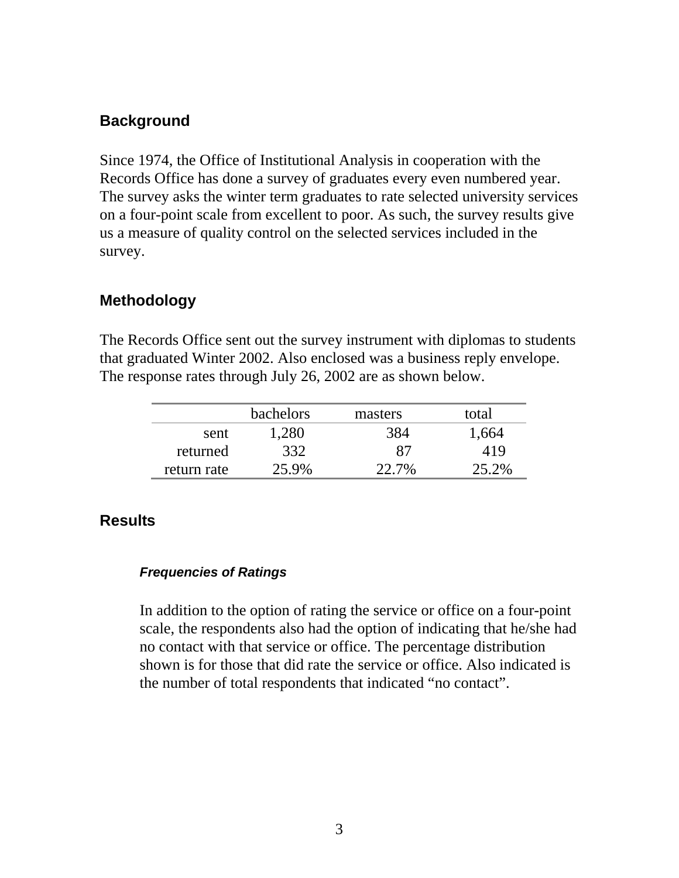## Background

Since 1974, the Office of Institutional Analysis in cooperation with the Records Office has done a survey of graduates every even numbered year. The survey asks the winter term graduates to rate selected university services on a four-point scale from excellent to poor. As such, the survey results give us a measure of quality control on the selected services included in the survey.

## Methodology

The Records Office sent out the survey instrument with diplomas to students that graduated Winter 2002. Also enclosed was a business reply envelope. The response rates through July 26, 2002 are as shown below.

| | bachelors | masters | total |
|---|---|---|---|
| sent | 1,280 | 384 | 1,664 |
| returned | 332 | 87 | 419 |
| return rate | 25.9% | 22.7% | 25.2% |

## Results

### *Frequencies of Ratings*

In addition to the option of rating the service or office on a four-point scale, the respondents also had the option of indicating that he/she had no contact with that service or office. The percentage distribution shown is for those that did rate the service or office. Also indicated is the number of total respondents that indicated “no contact”.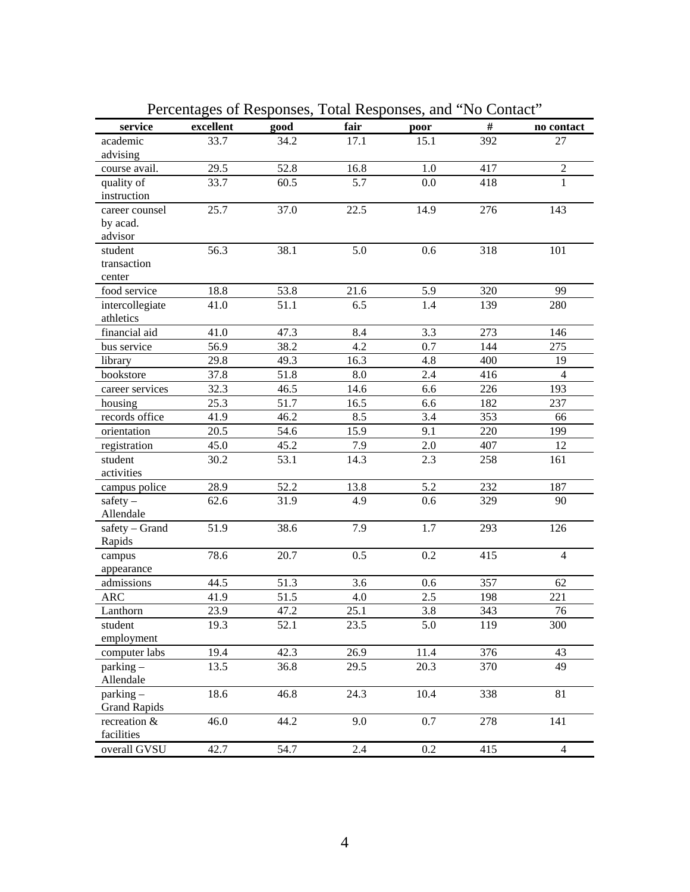Percentages of Responses, Total Responses, and "No Contact"

| service | excellent | good | fair | poor | # | no contact |
|---|---|---|---|---|---|---|
| academic advising | 33.7 | 34.2 | 17.1 | 15.1 | 392 | 27 |
| course avail. | 29.5 | 52.8 | 16.8 | 1.0 | 417 | 2 |
| quality of instruction | 33.7 | 60.5 | 5.7 | 0.0 | 418 | 1 |
| career counsel by acad. advisor | 25.7 | 37.0 | 22.5 | 14.9 | 276 | 143 |
| student transaction center | 56.3 | 38.1 | 5.0 | 0.6 | 318 | 101 |
| food service | 18.8 | 53.8 | 21.6 | 5.9 | 320 | 99 |
| intercollegiate athletics | 41.0 | 51.1 | 6.5 | 1.4 | 139 | 280 |
| financial aid | 41.0 | 47.3 | 8.4 | 3.3 | 273 | 146 |
| bus service | 56.9 | 38.2 | 4.2 | 0.7 | 144 | 275 |
| library | 29.8 | 49.3 | 16.3 | 4.8 | 400 | 19 |
| bookstore | 37.8 | 51.8 | 8.0 | 2.4 | 416 | 4 |
| career services | 32.3 | 46.5 | 14.6 | 6.6 | 226 | 193 |
| housing | 25.3 | 51.7 | 16.5 | 6.6 | 182 | 237 |
| records office | 41.9 | 46.2 | 8.5 | 3.4 | 353 | 66 |
| orientation | 20.5 | 54.6 | 15.9 | 9.1 | 220 | 199 |
| registration | 45.0 | 45.2 | 7.9 | 2.0 | 407 | 12 |
| student activities | 30.2 | 53.1 | 14.3 | 2.3 | 258 | 161 |
| campus police | 28.9 | 52.2 | 13.8 | 5.2 | 232 | 187 |
| safety – Allendale | 62.6 | 31.9 | 4.9 | 0.6 | 329 | 90 |
| safety – Grand Rapids | 51.9 | 38.6 | 7.9 | 1.7 | 293 | 126 |
| campus appearance | 78.6 | 20.7 | 0.5 | 0.2 | 415 | 4 |
| admissions | 44.5 | 51.3 | 3.6 | 0.6 | 357 | 62 |
| ARC | 41.9 | 51.5 | 4.0 | 2.5 | 198 | 221 |
| Lanthorn | 23.9 | 47.2 | 25.1 | 3.8 | 343 | 76 |
| student employment | 19.3 | 52.1 | 23.5 | 5.0 | 119 | 300 |
| computer labs | 19.4 | 42.3 | 26.9 | 11.4 | 376 | 43 |
| parking – Allendale | 13.5 | 36.8 | 29.5 | 20.3 | 370 | 49 |
| parking – Grand Rapids | 18.6 | 46.8 | 24.3 | 10.4 | 338 | 81 |
| recreation & facilities | 46.0 | 44.2 | 9.0 | 0.7 | 278 | 141 |
| overall GVSU | 42.7 | 54.7 | 2.4 | 0.2 | 415 | 4 |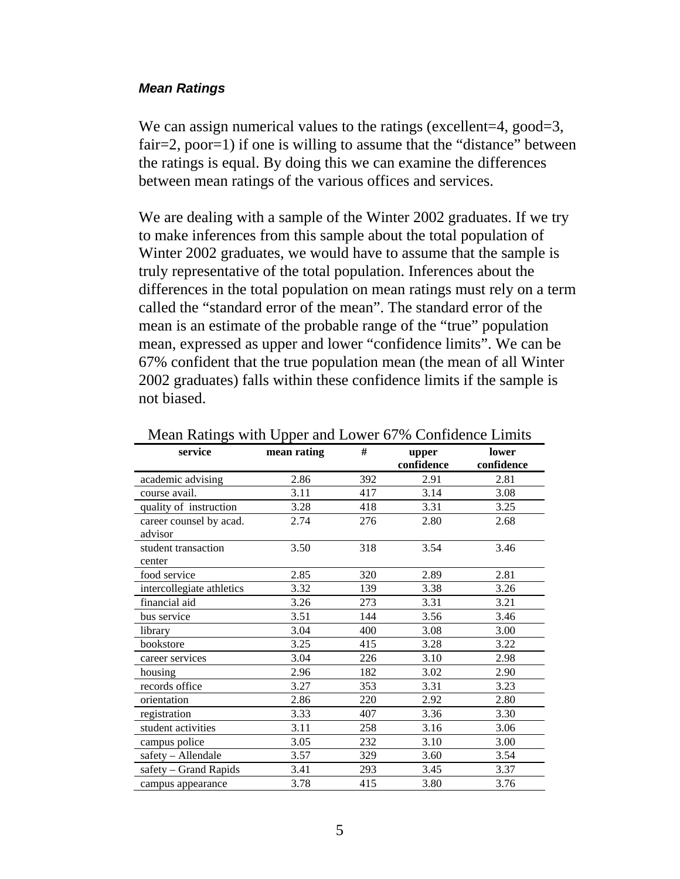***Mean Ratings***

We can assign numerical values to the ratings (excellent=4, good=3, fair=2, poor=1) if one is willing to assume that the "distance" between the ratings is equal. By doing this we can examine the differences between mean ratings of the various offices and services.

We are dealing with a sample of the Winter 2002 graduates. If we try to make inferences from this sample about the total population of Winter 2002 graduates, we would have to assume that the sample is truly representative of the total population. Inferences about the differences in the total population on mean ratings must rely on a term called the "standard error of the mean". The standard error of the mean is an estimate of the probable range of the "true" population mean, expressed as upper and lower "confidence limits". We can be 67% confident that the true population mean (the mean of all Winter 2002 graduates) falls within these confidence limits if the sample is not biased.

Mean Ratings with Upper and Lower 67% Confidence Limits

| service | mean rating | # | upper confidence | lower confidence |
|---|---|---|---|---|
| academic advising | 2.86 | 392 | 2.91 | 2.81 |
| course avail. | 3.11 | 417 | 3.14 | 3.08 |
| quality of instruction | 3.28 | 418 | 3.31 | 3.25 |
| career counsel by acad. advisor | 2.74 | 276 | 2.80 | 2.68 |
| student transaction center | 3.50 | 318 | 3.54 | 3.46 |
| food service | 2.85 | 320 | 2.89 | 2.81 |
| intercollegiate athletics | 3.32 | 139 | 3.38 | 3.26 |
| financial aid | 3.26 | 273 | 3.31 | 3.21 |
| bus service | 3.51 | 144 | 3.56 | 3.46 |
| library | 3.04 | 400 | 3.08 | 3.00 |
| bookstore | 3.25 | 415 | 3.28 | 3.22 |
| career services | 3.04 | 226 | 3.10 | 2.98 |
| housing | 2.96 | 182 | 3.02 | 2.90 |
| records office | 3.27 | 353 | 3.31 | 3.23 |
| orientation | 2.86 | 220 | 2.92 | 2.80 |
| registration | 3.33 | 407 | 3.36 | 3.30 |
| student activities | 3.11 | 258 | 3.16 | 3.06 |
| campus police | 3.05 | 232 | 3.10 | 3.00 |
| safety – Allendale | 3.57 | 329 | 3.60 | 3.54 |
| safety – Grand Rapids | 3.41 | 293 | 3.45 | 3.37 |
| campus appearance | 3.78 | 415 | 3.80 | 3.76 |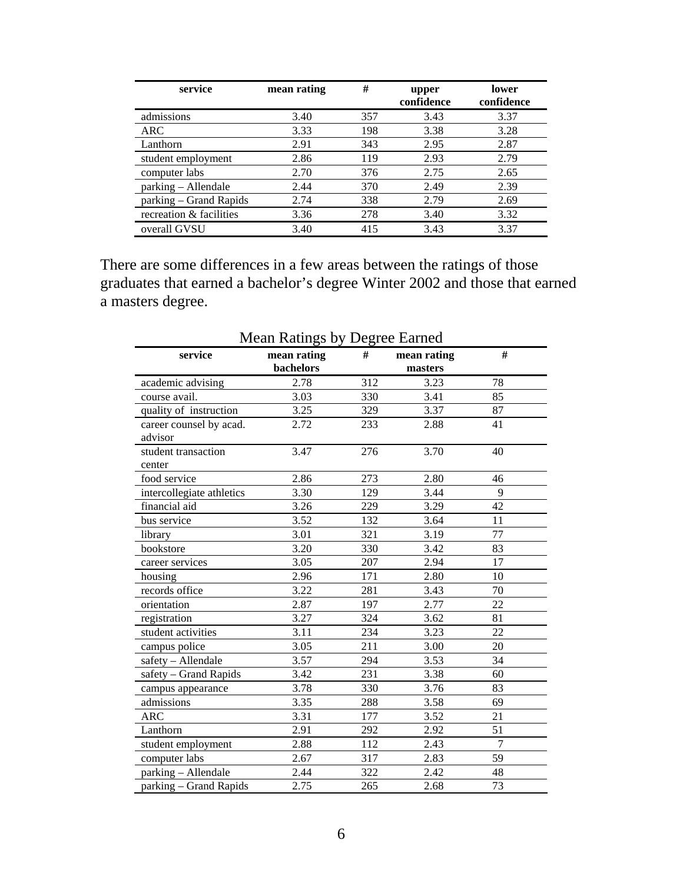| service | mean rating | # | upper confidence | lower confidence |
|---|---|---|---|---|
| admissions | 3.40 | 357 | 3.43 | 3.37 |
| ARC | 3.33 | 198 | 3.38 | 3.28 |
| Lanthorn | 2.91 | 343 | 2.95 | 2.87 |
| student employment | 2.86 | 119 | 2.93 | 2.79 |
| computer labs | 2.70 | 376 | 2.75 | 2.65 |
| parking – Allendale | 2.44 | 370 | 2.49 | 2.39 |
| parking – Grand Rapids | 2.74 | 338 | 2.79 | 2.69 |
| recreation & facilities | 3.36 | 278 | 3.40 | 3.32 |
| overall GVSU | 3.40 | 415 | 3.43 | 3.37 |

There are some differences in a few areas between the ratings of those graduates that earned a bachelor's degree Winter 2002 and those that earned a masters degree.

Mean Ratings by Degree Earned

| service | mean rating bachelors | # | mean rating masters | # |
|---|---|---|---|---|
| academic advising | 2.78 | 312 | 3.23 | 78 |
| course avail. | 3.03 | 330 | 3.41 | 85 |
| quality of instruction | 3.25 | 329 | 3.37 | 87 |
| career counsel by acad. advisor | 2.72 | 233 | 2.88 | 41 |
| student transaction center | 3.47 | 276 | 3.70 | 40 |
| food service | 2.86 | 273 | 2.80 | 46 |
| intercollegiate athletics | 3.30 | 129 | 3.44 | 9 |
| financial aid | 3.26 | 229 | 3.29 | 42 |
| bus service | 3.52 | 132 | 3.64 | 11 |
| library | 3.01 | 321 | 3.19 | 77 |
| bookstore | 3.20 | 330 | 3.42 | 83 |
| career services | 3.05 | 207 | 2.94 | 17 |
| housing | 2.96 | 171 | 2.80 | 10 |
| records office | 3.22 | 281 | 3.43 | 70 |
| orientation | 2.87 | 197 | 2.77 | 22 |
| registration | 3.27 | 324 | 3.62 | 81 |
| student activities | 3.11 | 234 | 3.23 | 22 |
| campus police | 3.05 | 211 | 3.00 | 20 |
| safety – Allendale | 3.57 | 294 | 3.53 | 34 |
| safety – Grand Rapids | 3.42 | 231 | 3.38 | 60 |
| campus appearance | 3.78 | 330 | 3.76 | 83 |
| admissions | 3.35 | 288 | 3.58 | 69 |
| ARC | 3.31 | 177 | 3.52 | 21 |
| Lanthorn | 2.91 | 292 | 2.92 | 51 |
| student employment | 2.88 | 112 | 2.43 | 7 |
| computer labs | 2.67 | 317 | 2.83 | 59 |
| parking – Allendale | 2.44 | 322 | 2.42 | 48 |
| parking – Grand Rapids | 2.75 | 265 | 2.68 | 73 |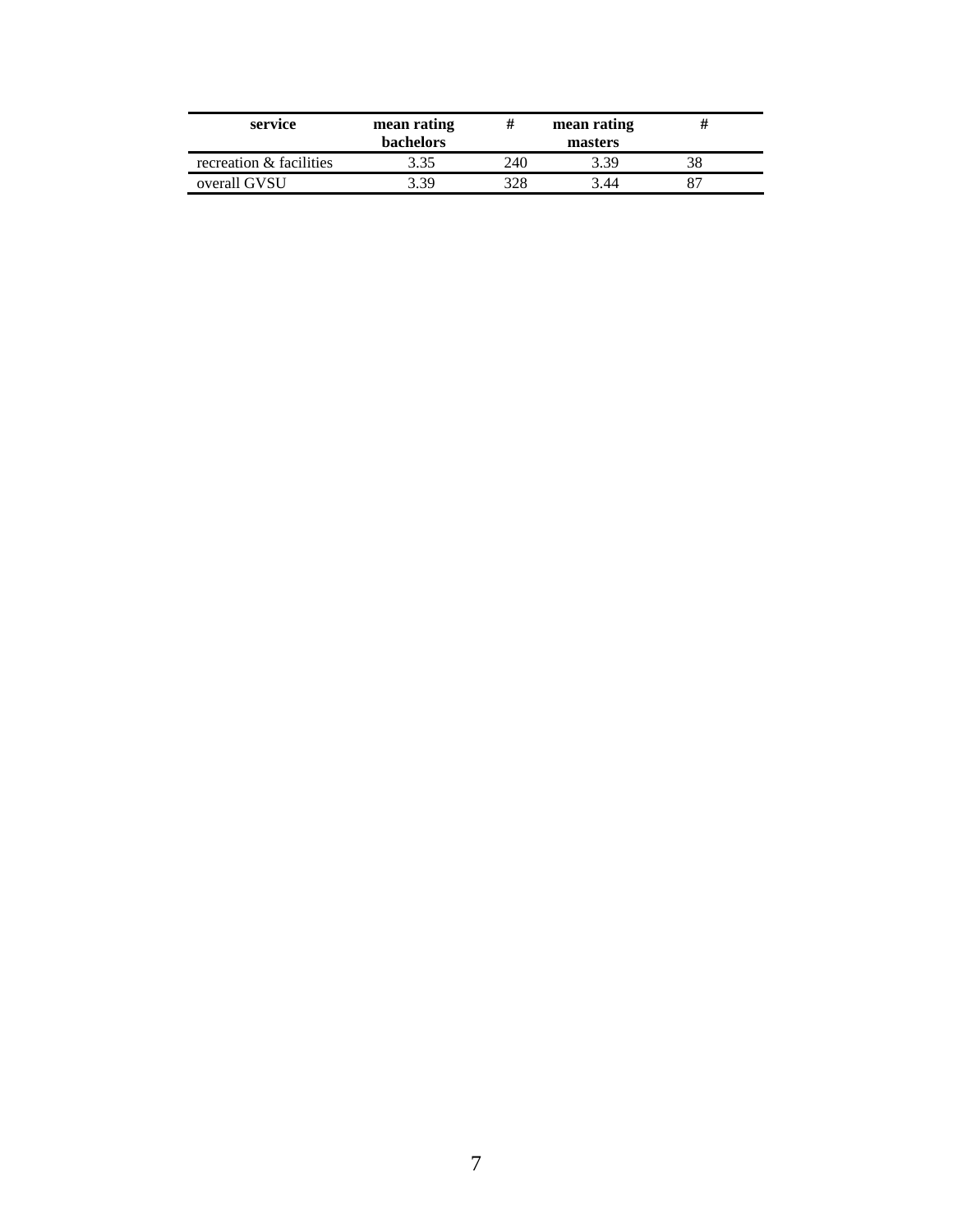| service | mean rating bachelors | # | mean rating masters | # |
|---|---|---|---|---|
| recreation & facilities | 3.35 | 240 | 3.39 | 38 |
| overall GVSU | 3.39 | 328 | 3.44 | 87 |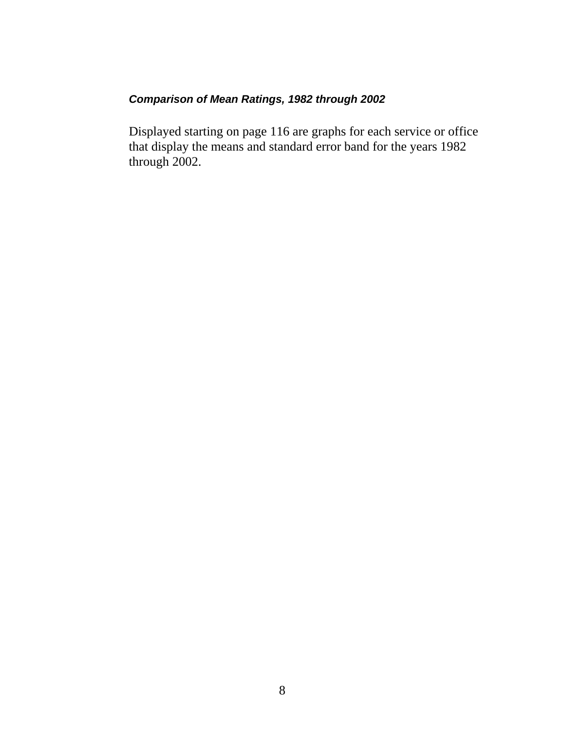### ***Comparison of Mean Ratings, 1982 through 2002***

Displayed starting on page 116 are graphs for each service or office that display the means and standard error band for the years 1982 through 2002.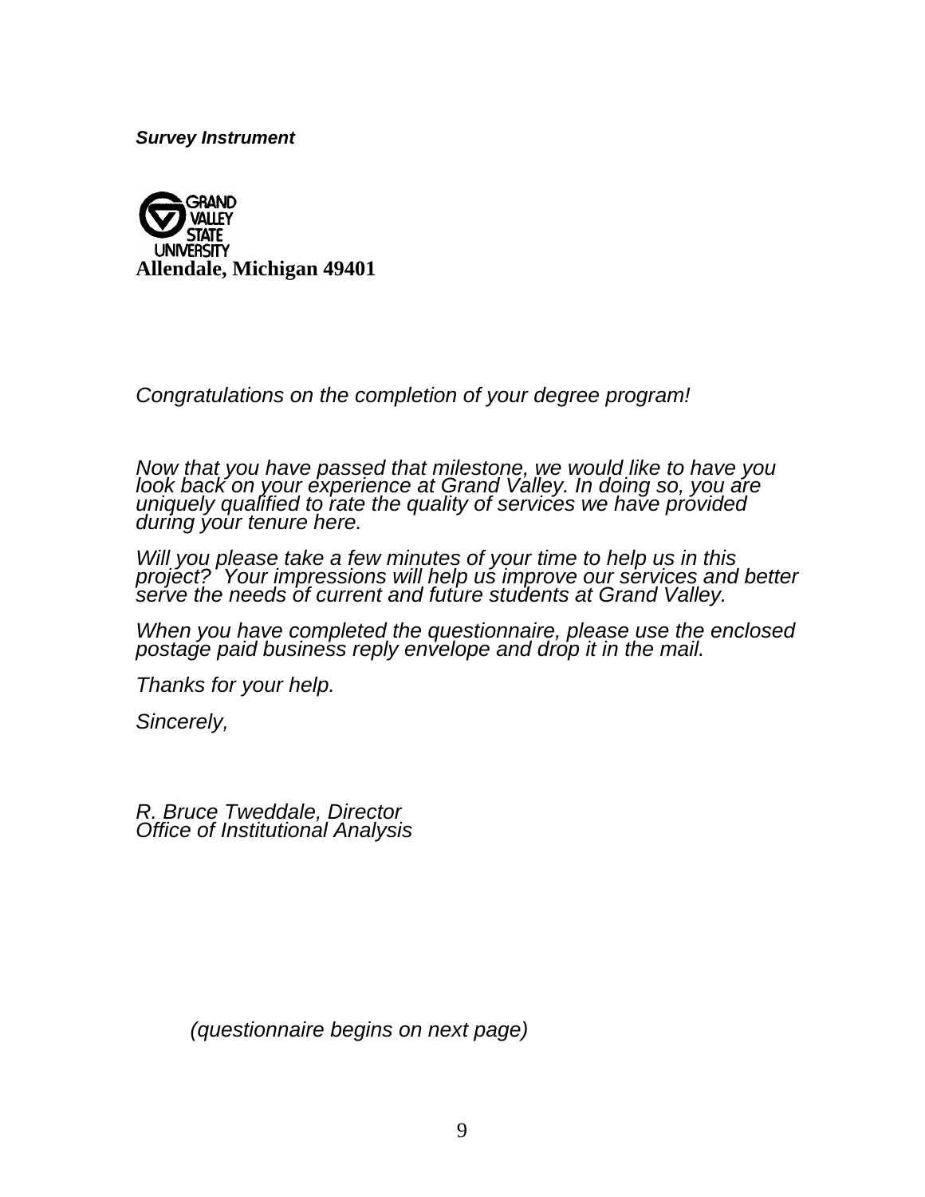***Survey Instrument***

GRAND VALLEY STATE UNIVERSITY

**Allendale, Michigan 49401**

*Congratulations on the completion of your degree program!*

*Now that you have passed that milestone, we would like to have you look back on your experience at Grand Valley. In doing so, you are uniquely qualified to rate the quality of services we have provided during your tenure here.*

*Will you please take a few minutes of your time to help us in this project? Your impressions will help us improve our services and better serve the needs of current and future students at Grand Valley.*

*When you have completed the questionnaire, please use the enclosed postage paid business reply envelope and drop it in the mail.*

*Thanks for your help.*

*Sincerely,*

*R. Bruce Tweddale, Director*
*Office of Institutional Analysis*

*(questionnaire begins on next page)*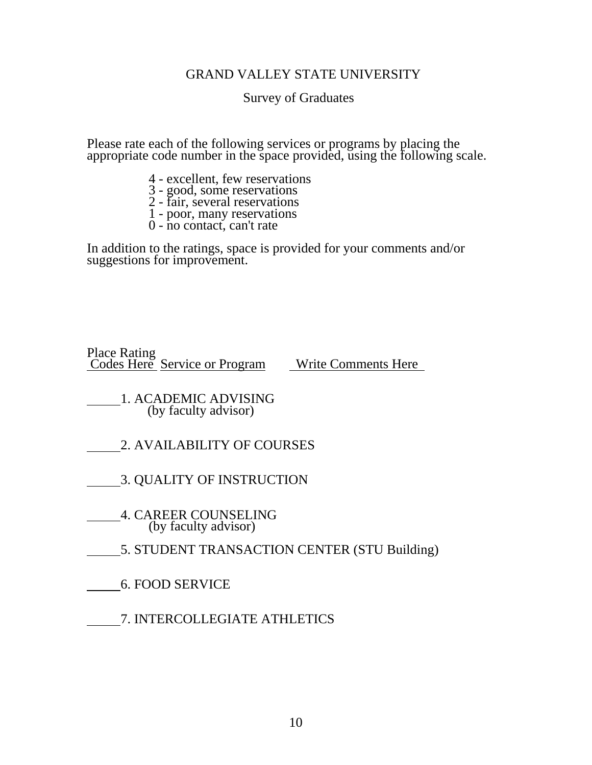# GRAND VALLEY STATE UNIVERSITY

## Survey of Graduates

Please rate each of the following services or programs by placing the appropriate code number in the space provided, using the following scale.

- 4 - excellent, few reservations
- 3 - good, some reservations
- 2 - fair, several reservations
- 1 - poor, many reservations
- 0 - no contact, can't rate

In addition to the ratings, space is provided for your comments and/or suggestions for improvement.

| Place Rating Codes Here | Service or Program | Write Comments Here |
|---|---|---|
| _____ | 1. ACADEMIC ADVISING (by faculty advisor) | |
| _____ | 2. AVAILABILITY OF COURSES | |
| _____ | 3. QUALITY OF INSTRUCTION | |
| _____ | 4. CAREER COUNSELING (by faculty advisor) | |
| _____ | 5. STUDENT TRANSACTION CENTER (STU Building) | |
| _____ | 6. FOOD SERVICE | |
| _____ | 7. INTERCOLLEGIATE ATHLETICS | |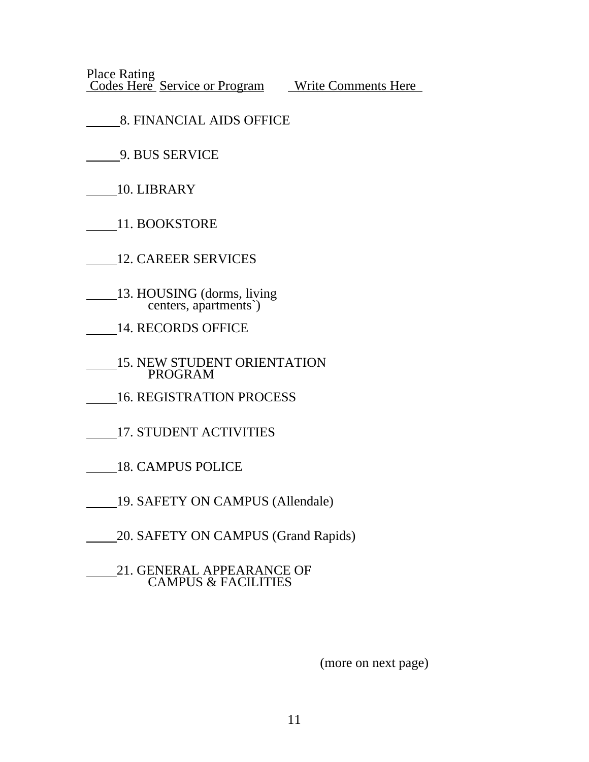| Place Rating Codes Here | Service or Program | Write Comments Here |
|---|---|---|
| ____ | 8. FINANCIAL AIDS OFFICE | |
| ____ | 9. BUS SERVICE | |
| ____ | 10. LIBRARY | |
| ____ | 11. BOOKSTORE | |
| ____ | 12. CAREER SERVICES | |
| ____ | 13. HOUSING (dorms, living centers, apartments`) | |
| ____ | 14. RECORDS OFFICE | |
| ____ | 15. NEW STUDENT ORIENTATION PROGRAM | |
| ____ | 16. REGISTRATION PROCESS | |
| ____ | 17. STUDENT ACTIVITIES | |
| ____ | 18. CAMPUS POLICE | |
| ____ | 19. SAFETY ON CAMPUS (Allendale) | |
| ____ | 20. SAFETY ON CAMPUS (Grand Rapids) | |
| ____ | 21. GENERAL APPEARANCE OF CAMPUS & FACILITIES | |

(more on next page)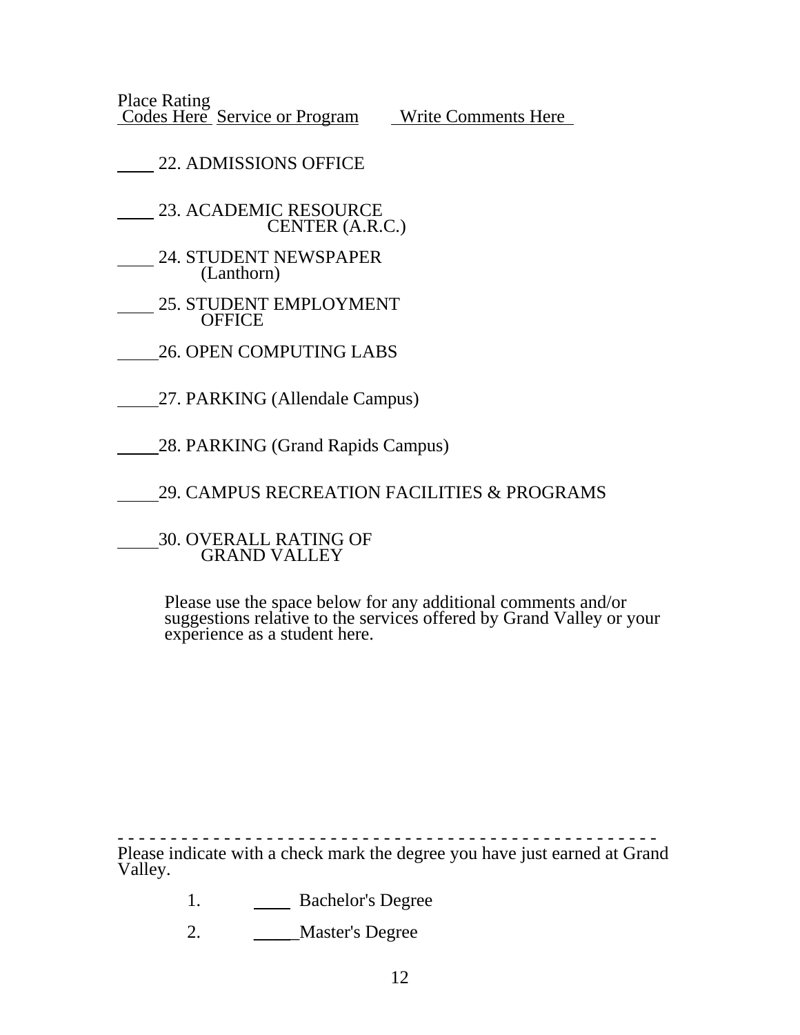Place Rating
Codes Here Service or Program Write Comments Here

\_\_\_\_ 22. ADMISSIONS OFFICE

\_\_\_\_ 23. ACADEMIC RESOURCE CENTER (A.R.C.)

\_\_\_\_ 24. STUDENT NEWSPAPER (Lanthorn)

\_\_\_\_ 25. STUDENT EMPLOYMENT OFFICE

\_\_\_\_ 26. OPEN COMPUTING LABS

\_\_\_\_ 27. PARKING (Allendale Campus)

\_\_\_\_ 28. PARKING (Grand Rapids Campus)

\_\_\_\_ 29. CAMPUS RECREATION FACILITIES & PROGRAMS

\_\_\_\_ 30. OVERALL RATING OF GRAND VALLEY

Please use the space below for any additional comments and/or suggestions relative to the services offered by Grand Valley or your experience as a student here.

- - - - - - - - - - - - - - - - - - - - - - - - - - - - - - - - - - - - - - - - - - - - - - - - -

Please indicate with a check mark the degree you have just earned at Grand Valley.

1. \_\_\_\_ Bachelor's Degree
2. \_\_\_\_ Master's Degree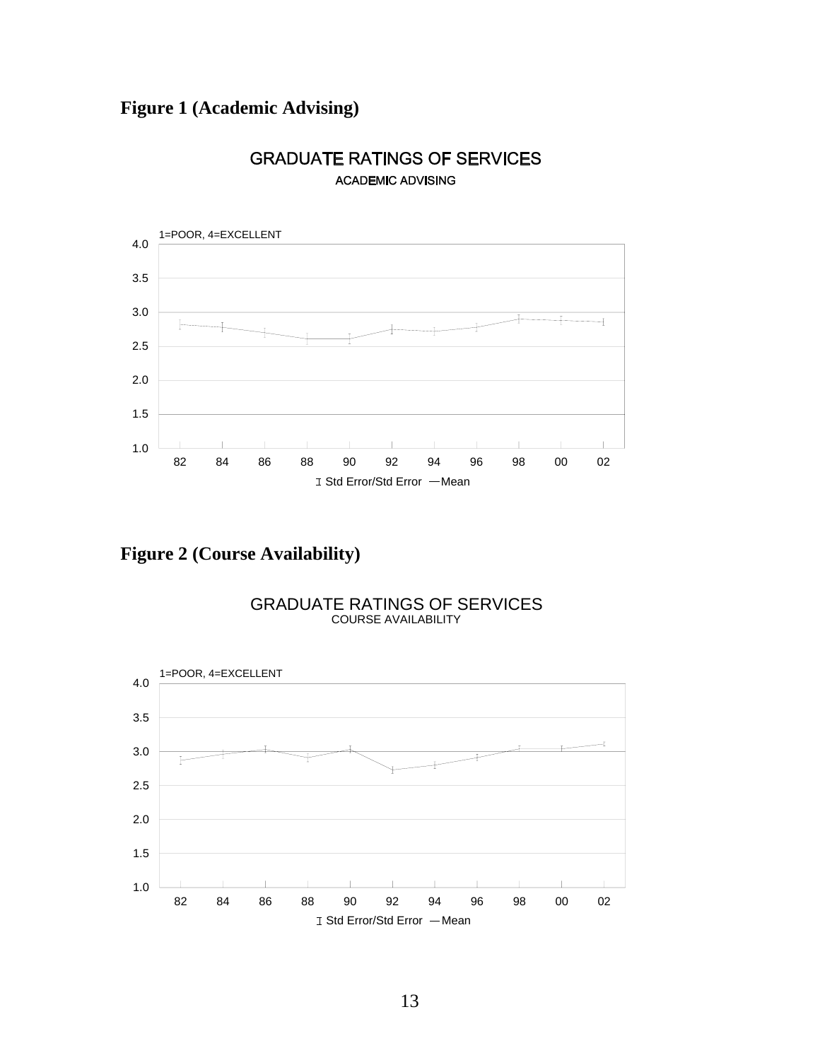## Figure 1 (Academic Advising)

GRADUATE RATINGS OF SERVICES
ACADEMIC ADVISING

1=POOR, 4=EXCELLENT

4.0
3.5
3.0
2.5
2.0
1.5
1.0

82 84 86 88 90 92 94 96 98 00 02

I Std Error/Std Error — Mean

## Figure 2 (Course Availability)

GRADUATE RATINGS OF SERVICES
COURSE AVAILABILITY

1=POOR, 4=EXCELLENT

4.0
3.5
3.0
2.5
2.0
1.5
1.0

82 84 86 88 90 92 94 96 98 00 02

I Std Error/Std Error — Mean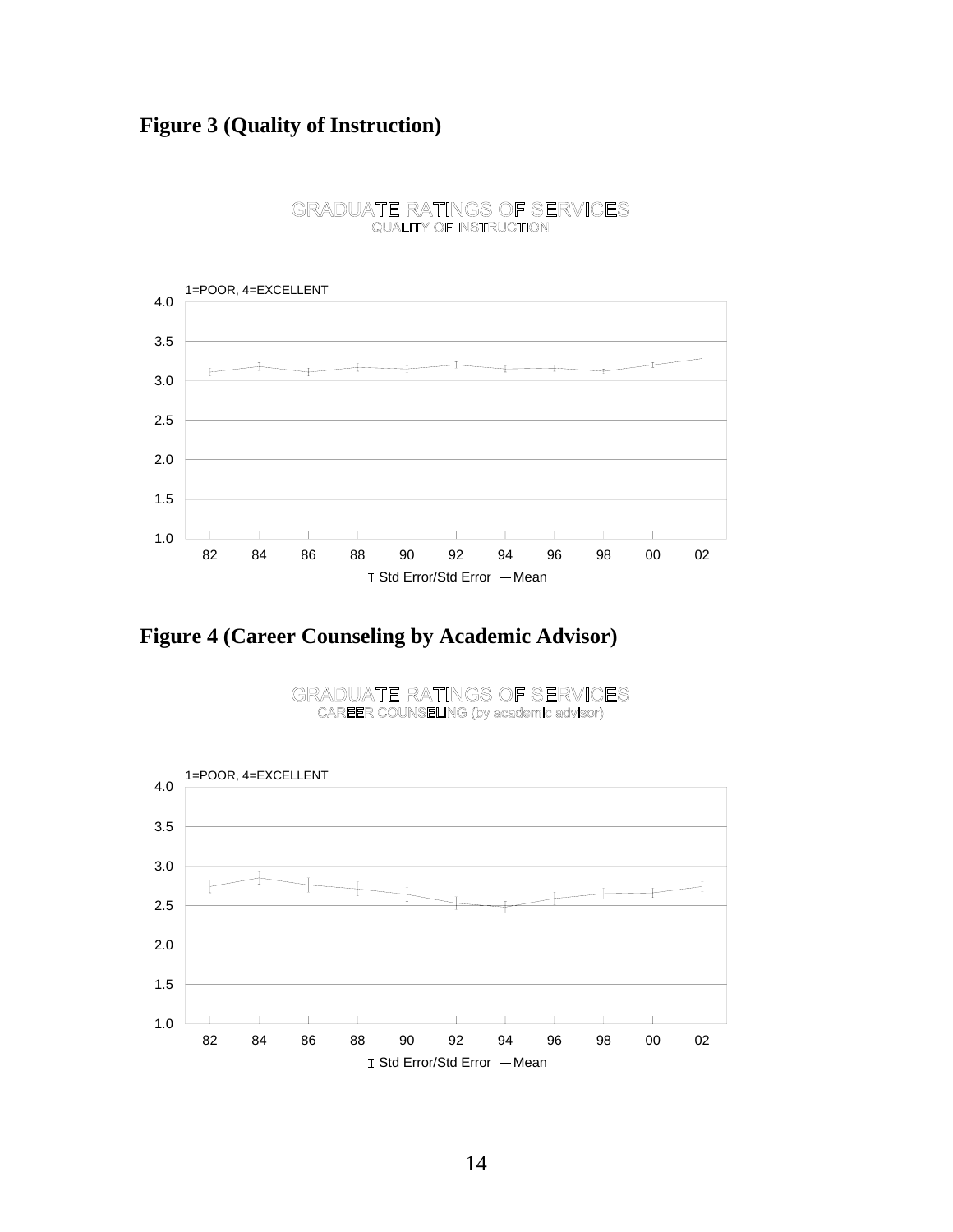## Figure 3 (Quality of Instruction)

GRADUATE RATINGS OF SERVICES
QUALITY OF INSTRUCTION

1=POOR, 4=EXCELLENT

4.0
3.5
3.0
2.5
2.0
1.5
1.0

82 84 86 88 90 92 94 96 98 00 02

I Std Error/Std Error — Mean

## Figure 4 (Career Counseling by Academic Advisor)

GRADUATE RATINGS OF SERVICES
CAREER COUNSELING (by academic advisor)

1=POOR, 4=EXCELLENT

4.0
3.5
3.0
2.5
2.0
1.5
1.0

82 84 86 88 90 92 94 96 98 00 02

I Std Error/Std Error — Mean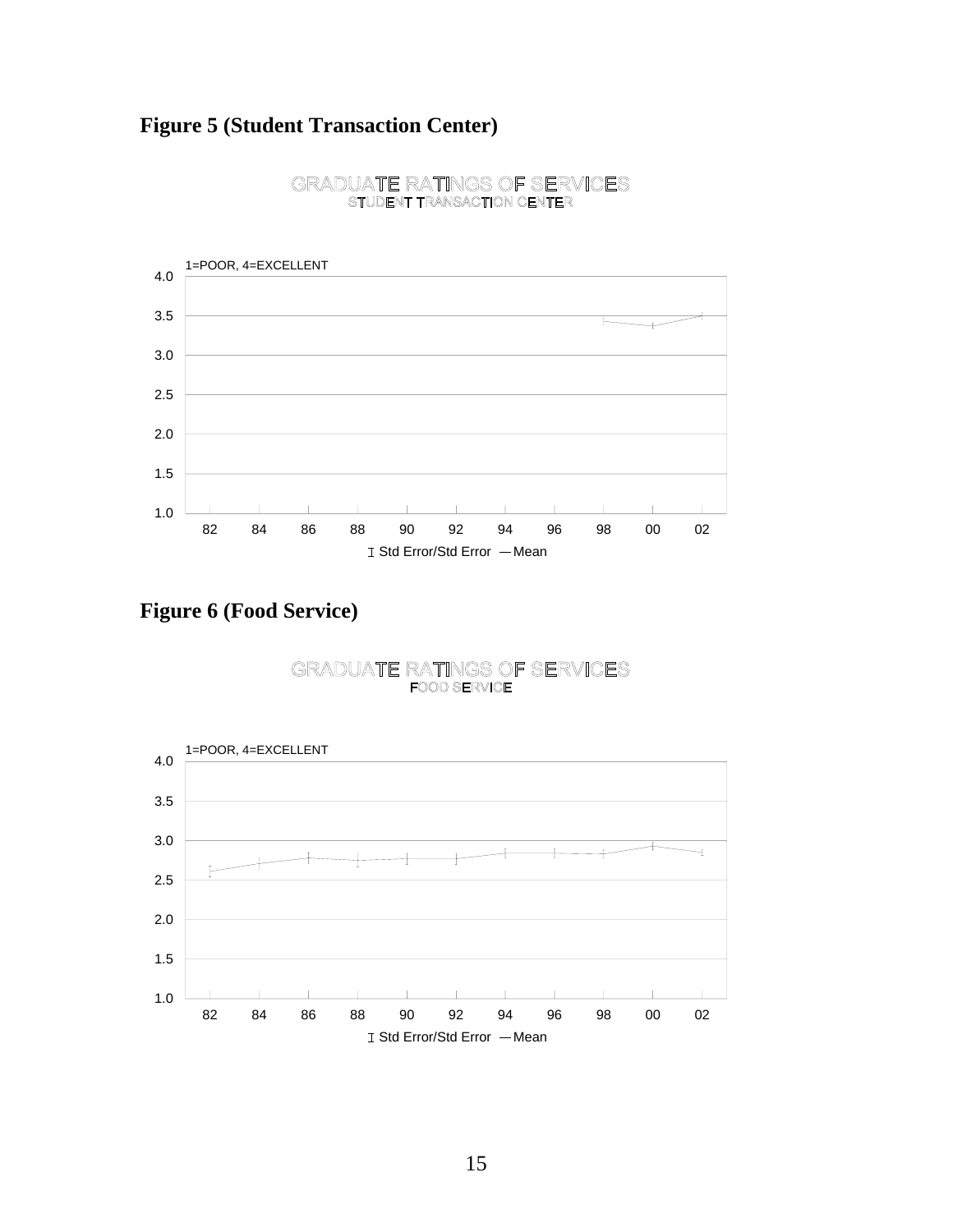## Figure 5 (Student Transaction Center)

GRADUATE RATINGS OF SERVICES
STUDENT TRANSACTION CENTER

1=POOR, 4=EXCELLENT

4.0
3.5
3.0
2.5
2.0
1.5
1.0

82 84 86 88 90 92 94 96 98 00 02

Std Error/Std Error — Mean

## Figure 6 (Food Service)

GRADUATE RATINGS OF SERVICES
FOOD SERVICE

1=POOR, 4=EXCELLENT

4.0
3.5
3.0
2.5
2.0
1.5
1.0

82 84 86 88 90 92 94 96 98 00 02

Std Error/Std Error — Mean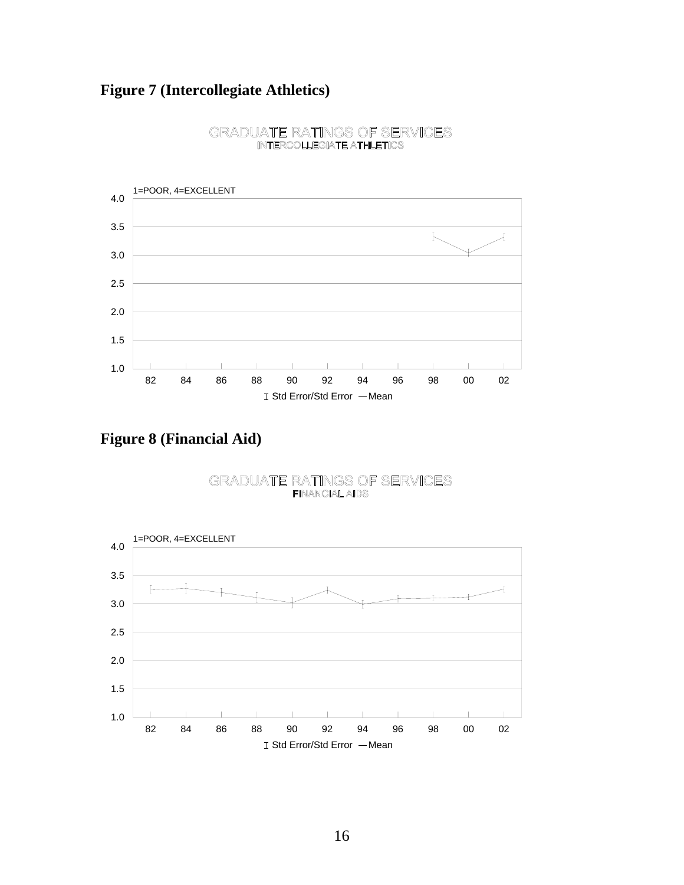## Figure 7 (Intercollegiate Athletics)

GRADUATE RATINGS OF SERVICES
INTERCOLLEGIATE ATHLETICS

1=POOR, 4=EXCELLENT

4.0
3.5
3.0
2.5
2.0
1.5
1.0

82 84 86 88 90 92 94 96 98 00 02

Std Error/Std Error — Mean

## Figure 8 (Financial Aid)

GRADUATE RATINGS OF SERVICES
FINANCIAL AIDS

1=POOR, 4=EXCELLENT

4.0
3.5
3.0
2.5
2.0
1.5
1.0

82 84 86 88 90 92 94 96 98 00 02

Std Error/Std Error — Mean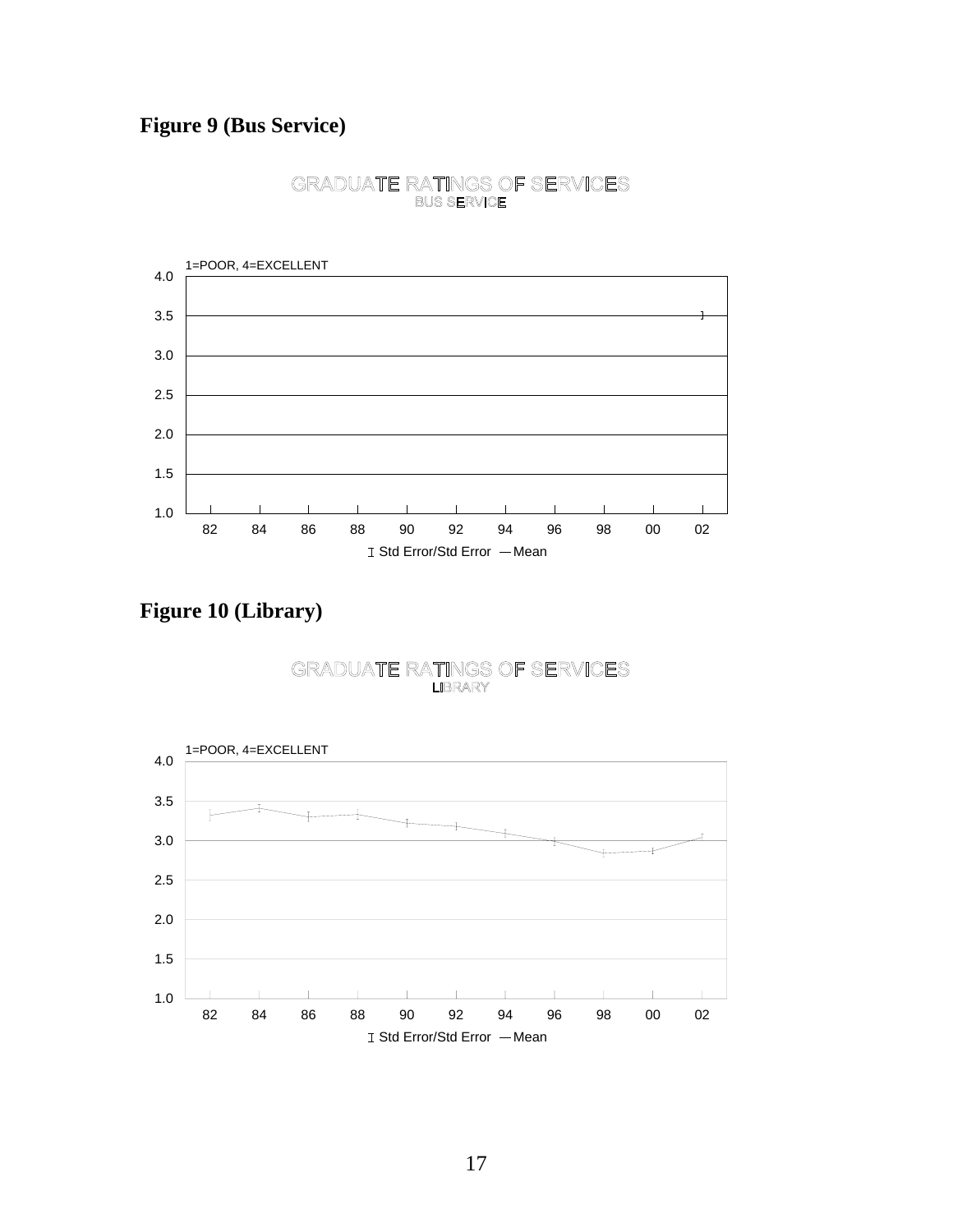## Figure 9 (Bus Service)

GRADUATE RATINGS OF SERVICES
BUS SERVICE

1=POOR, 4=EXCELLENT

4.0
3.5
3.0
2.5
2.0
1.5
1.0

82 84 86 88 90 92 94 96 98 00 02

Std Error/Std Error — Mean

## Figure 10 (Library)

GRADUATE RATINGS OF SERVICES
LIBRARY

1=POOR, 4=EXCELLENT

4.0
3.5
3.0
2.5
2.0
1.5
1.0

82 84 86 88 90 92 94 96 98 00 02

Std Error/Std Error — Mean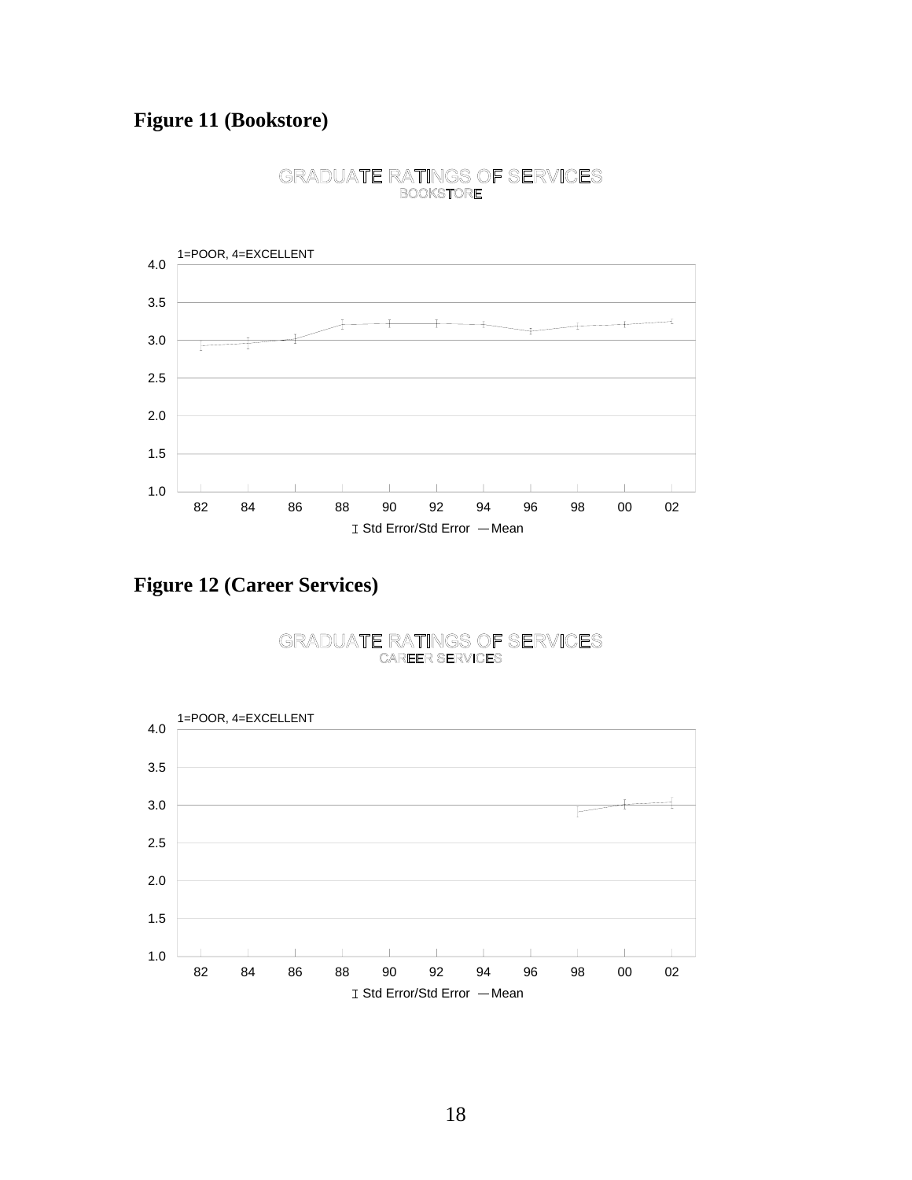## Figure 11 (Bookstore)

GRADUATE RATINGS OF SERVICES
BOOKSTORE

1=POOR, 4=EXCELLENT

4.0
3.5
3.0
2.5
2.0
1.5
1.0

82 84 86 88 90 92 94 96 98 00 02

Std Error/Std Error — Mean

## Figure 12 (Career Services)

GRADUATE RATINGS OF SERVICES
CAREER SERVICES

1=POOR, 4=EXCELLENT

4.0
3.5
3.0
2.5
2.0
1.5
1.0

82 84 86 88 90 92 94 96 98 00 02

Std Error/Std Error — Mean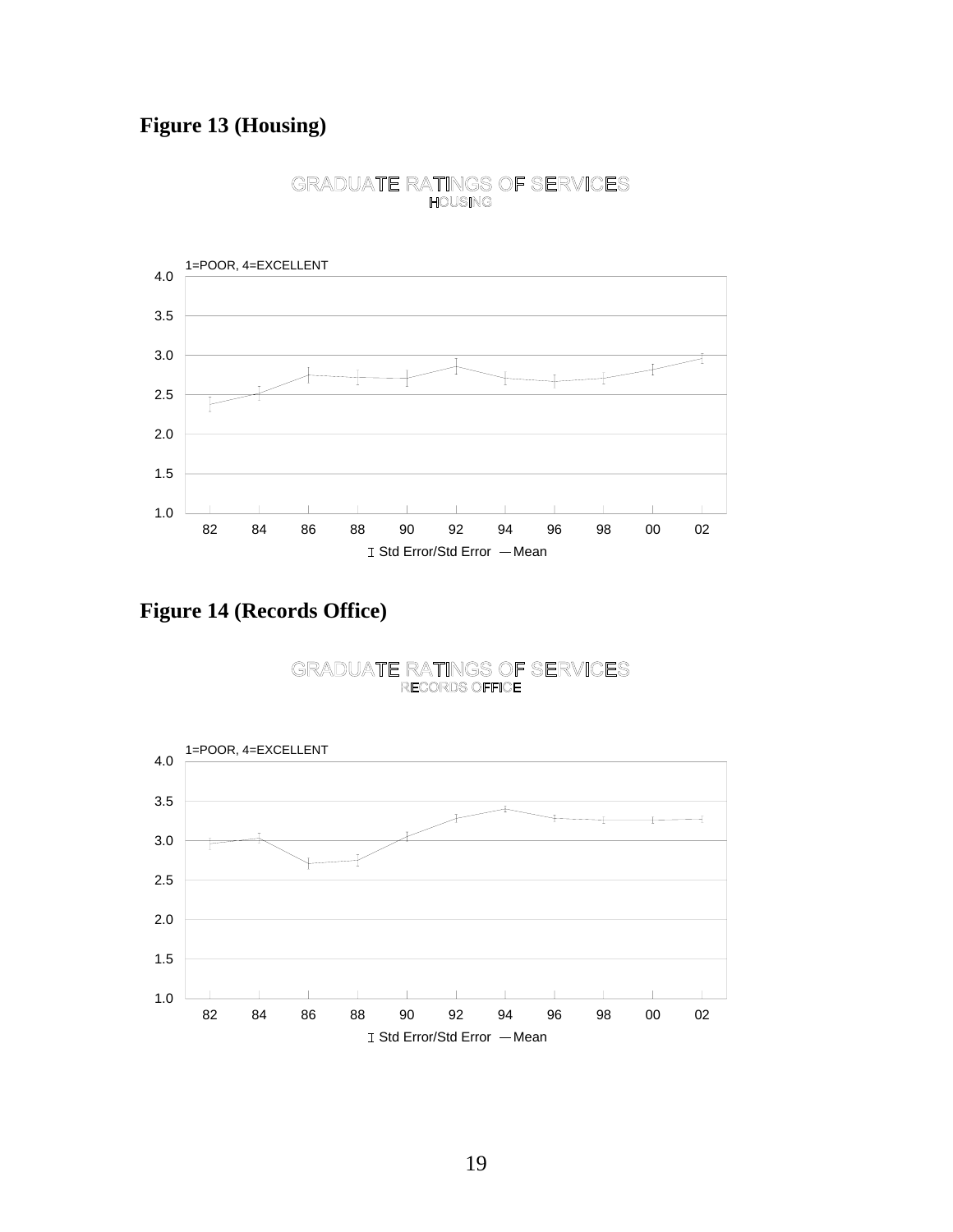# Figure 13 (Housing)

GRADUATE RATINGS OF SERVICES
HOUSING

1=POOR, 4=EXCELLENT

4.0
3.5
3.0
2.5
2.0
1.5
1.0

82 84 86 88 90 92 94 96 98 00 02

Std Error/Std Error — Mean

# Figure 14 (Records Office)

GRADUATE RATINGS OF SERVICES
RECORDS OFFICE

1=POOR, 4=EXCELLENT

4.0
3.5
3.0
2.5
2.0
1.5
1.0

82 84 86 88 90 92 94 96 98 00 02

Std Error/Std Error — Mean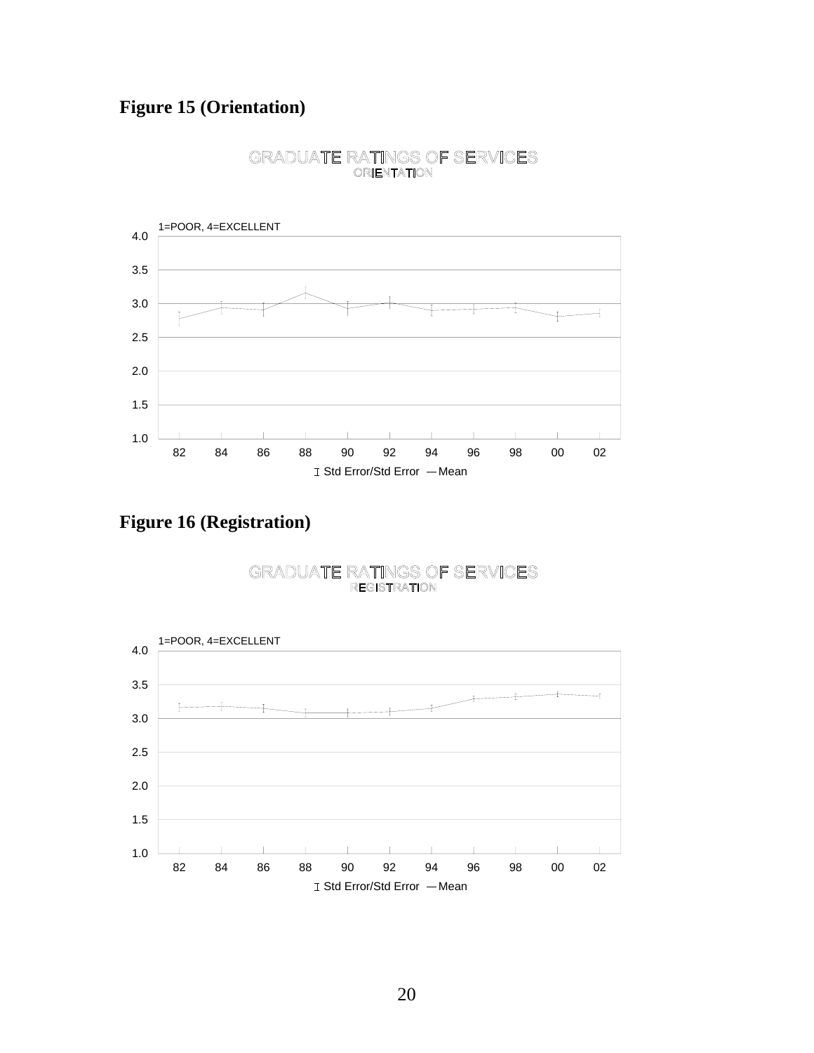## Figure 15 (Orientation)

GRADUATE RATINGS OF SERVICES
ORIENTATION

1=POOR, 4=EXCELLENT

4.0
3.5
3.0
2.5
2.0
1.5
1.0

82 84 86 88 90 92 94 96 98 00 02

Std Error/Std Error — Mean

## Figure 16 (Registration)

GRADUATE RATINGS OF SERVICES
REGISTRATION

1=POOR, 4=EXCELLENT

4.0
3.5
3.0
2.5
2.0
1.5
1.0

82 84 86 88 90 92 94 96 98 00 02

Std Error/Std Error — Mean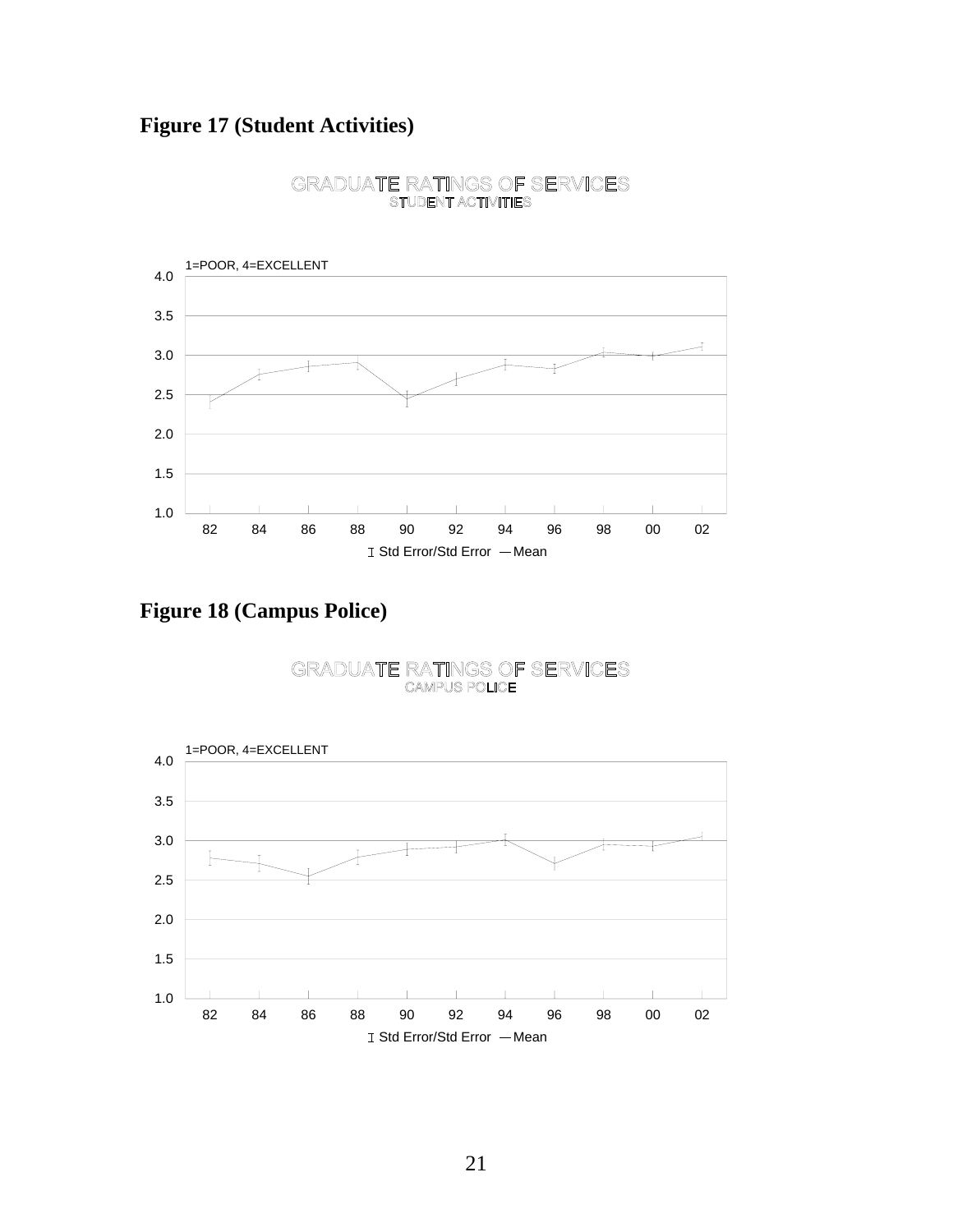## Figure 17 (Student Activities)

GRADUATE RATINGS OF SERVICES
STUDENT ACTIVITIES

1=POOR, 4=EXCELLENT

4.0
3.5
3.0
2.5
2.0
1.5
1.0

82 84 86 88 90 92 94 96 98 00 02

Std Error/Std Error — Mean

## Figure 18 (Campus Police)

GRADUATE RATINGS OF SERVICES
CAMPUS POLICE

1=POOR, 4=EXCELLENT

4.0
3.5
3.0
2.5
2.0
1.5
1.0

82 84 86 88 90 92 94 96 98 00 02

Std Error/Std Error — Mean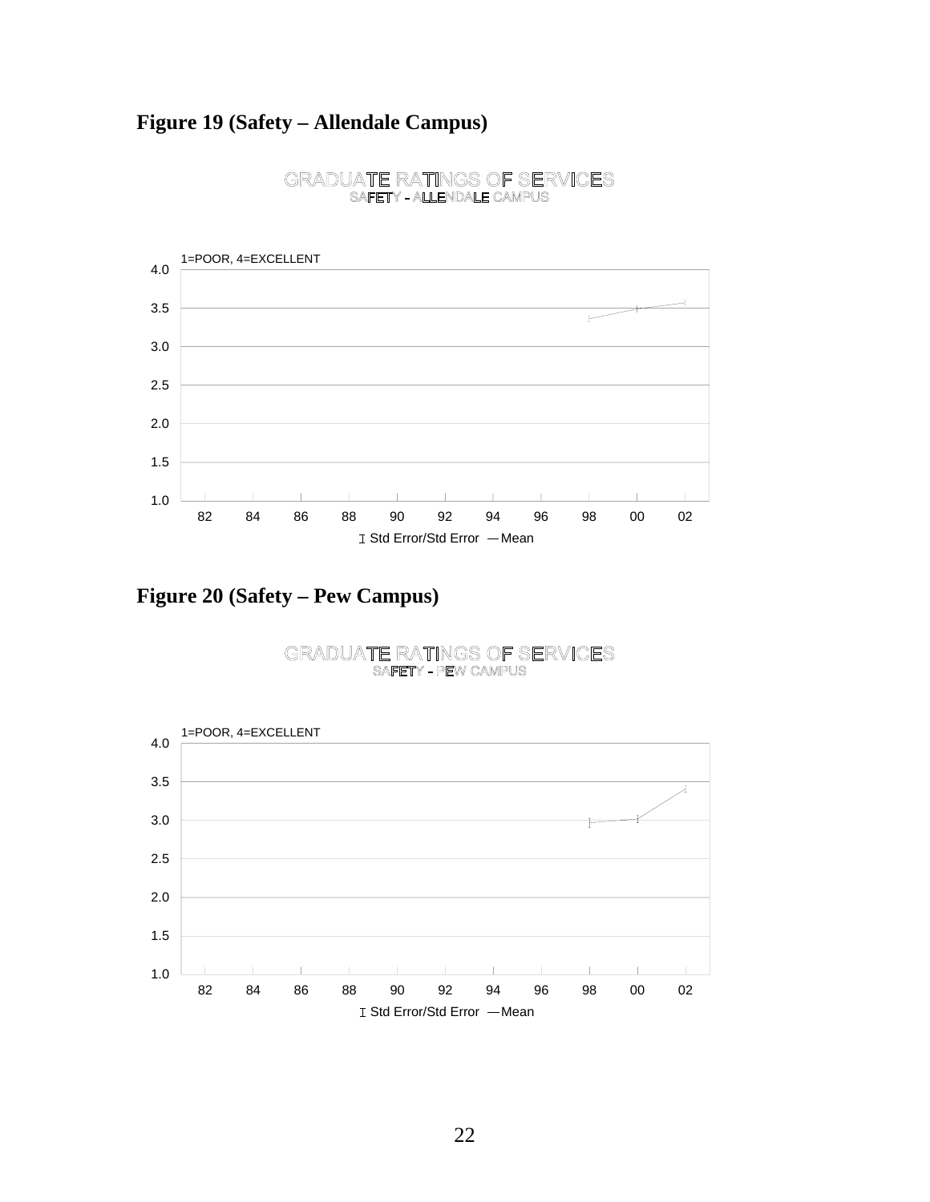## Figure 19 (Safety – Allendale Campus)

GRADUATE RATINGS OF SERVICES
SAFETY - ALLENDALE CAMPUS

1=POOR, 4=EXCELLENT

4.0
3.5
3.0
2.5
2.0
1.5
1.0

82 84 86 88 90 92 94 96 98 00 02

Std Error/Std Error — Mean

## Figure 20 (Safety – Pew Campus)

GRADUATE RATINGS OF SERVICES
SAFETY - PEW CAMPUS

1=POOR, 4=EXCELLENT

4.0
3.5
3.0
2.5
2.0
1.5
1.0

82 84 86 88 90 92 94 96 98 00 02

Std Error/Std Error — Mean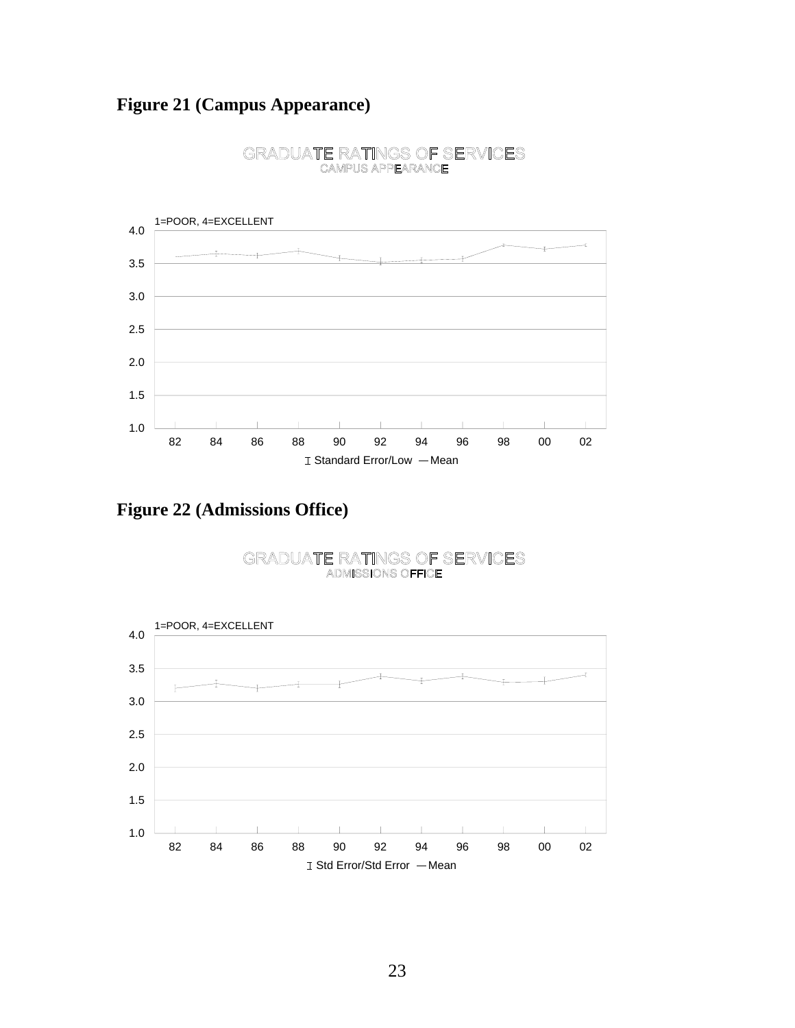## Figure 21 (Campus Appearance)

GRADUATE RATINGS OF SERVICES
CAMPUS APPEARANCE

1=POOR, 4=EXCELLENT

4.0
3.5
3.0
2.5
2.0
1.5
1.0

82 84 86 88 90 92 94 96 98 00 02

Standard Error/Low — Mean

## Figure 22 (Admissions Office)

GRADUATE RATINGS OF SERVICES
ADMISSIONS OFFICE

1=POOR, 4=EXCELLENT

4.0
3.5
3.0
2.5
2.0
1.5
1.0

82 84 86 88 90 92 94 96 98 00 02

Std Error/Std Error — Mean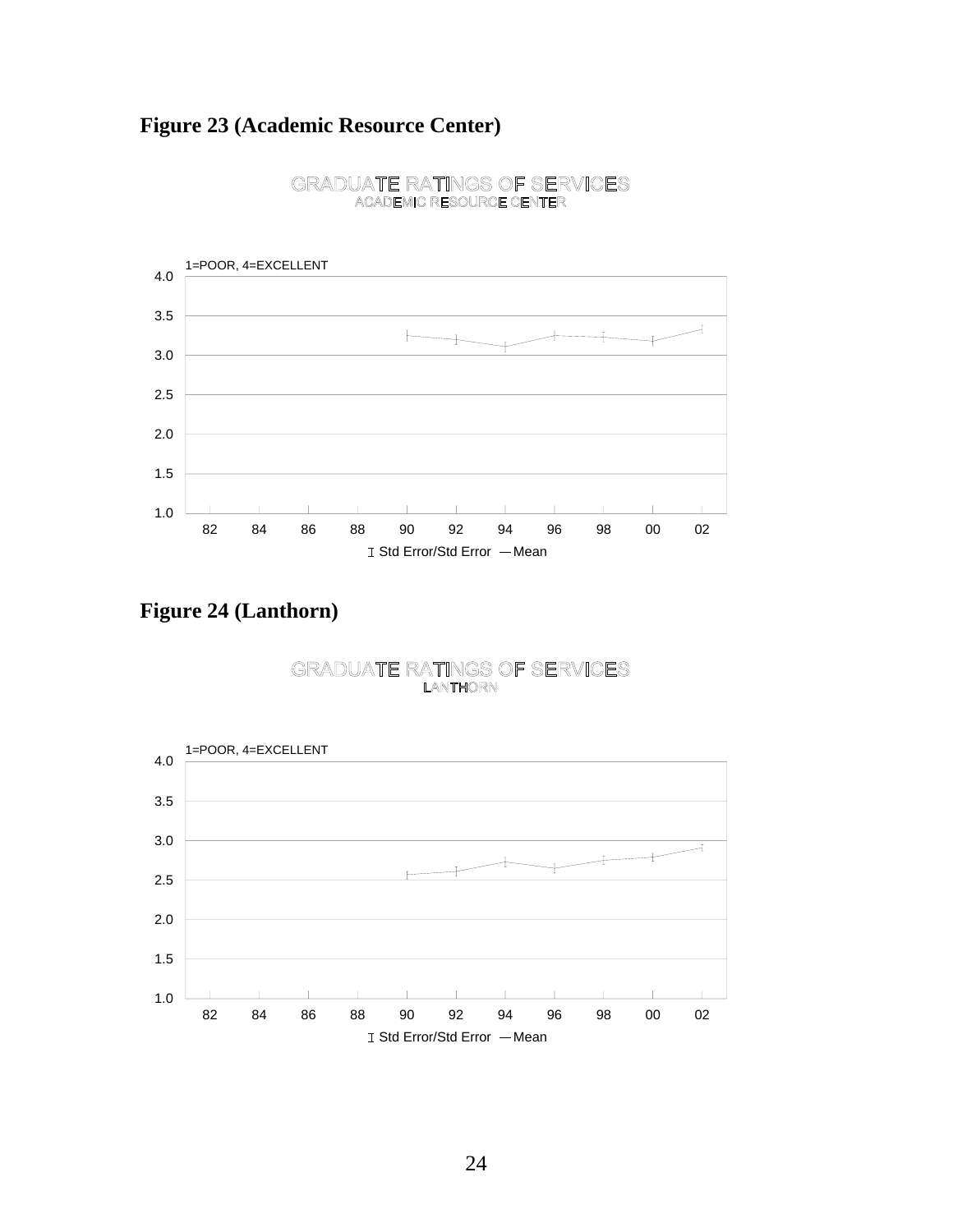## Figure 23 (Academic Resource Center)

GRADUATE RATINGS OF SERVICES
ACADEMIC RESOURCE CENTER

1=POOR, 4=EXCELLENT

4.0
3.5
3.0
2.5
2.0
1.5
1.0

82 84 86 88 90 92 94 96 98 00 02

Std Error/Std Error — Mean

## Figure 24 (Lanthorn)

GRADUATE RATINGS OF SERVICES
LANTHORN

1=POOR, 4=EXCELLENT

4.0
3.5
3.0
2.5
2.0
1.5
1.0

82 84 86 88 90 92 94 96 98 00 02

Std Error/Std Error — Mean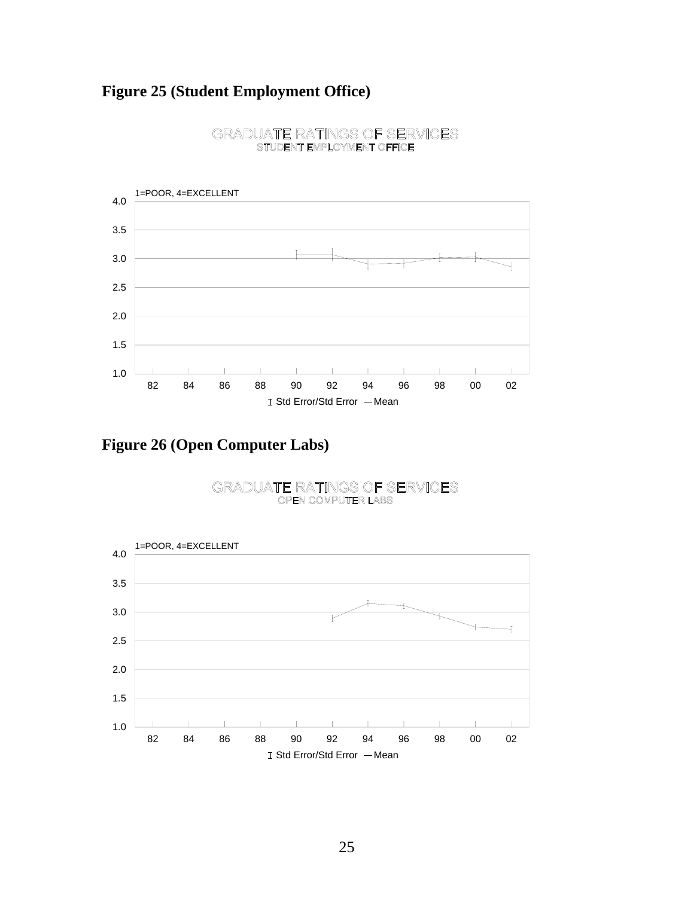## Figure 25 (Student Employment Office)

GRADUATE RATINGS OF SERVICES
STUDENT EMPLOYMENT OFFICE

1=POOR, 4=EXCELLENT

4.0
3.5
3.0
2.5
2.0
1.5
1.0

82 84 86 88 90 92 94 96 98 00 02

Std Error/Std Error — Mean

## Figure 26 (Open Computer Labs)

GRADUATE RATINGS OF SERVICES
OPEN COMPUTER LABS

1=POOR, 4=EXCELLENT

4.0
3.5
3.0
2.5
2.0
1.5
1.0

82 84 86 88 90 92 94 96 98 00 02

Std Error/Std Error — Mean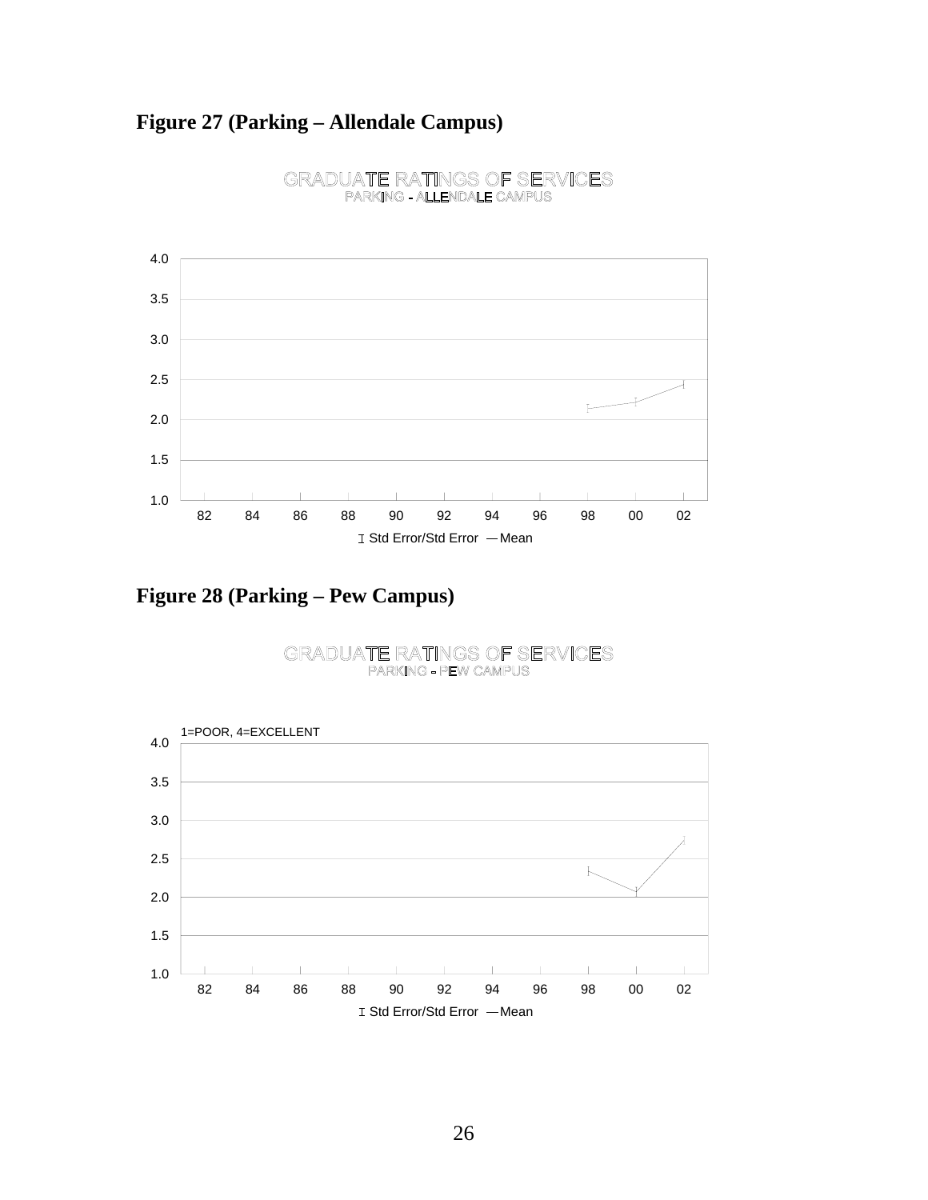## Figure 27 (Parking – Allendale Campus)

GRADUATE RATINGS OF SERVICES
PARKING - ALLENDALE CAMPUS

4.0
3.5
3.0
2.5
2.0
1.5
1.0

82 84 86 88 90 92 94 96 98 00 02

Std Error/Std Error — Mean

## Figure 28 (Parking – Pew Campus)

GRADUATE RATINGS OF SERVICES
PARKING - PEW CAMPUS

1=POOR, 4=EXCELLENT

4.0
3.5
3.0
2.5
2.0
1.5
1.0

82 84 86 88 90 92 94 96 98 00 02

Std Error/Std Error — Mean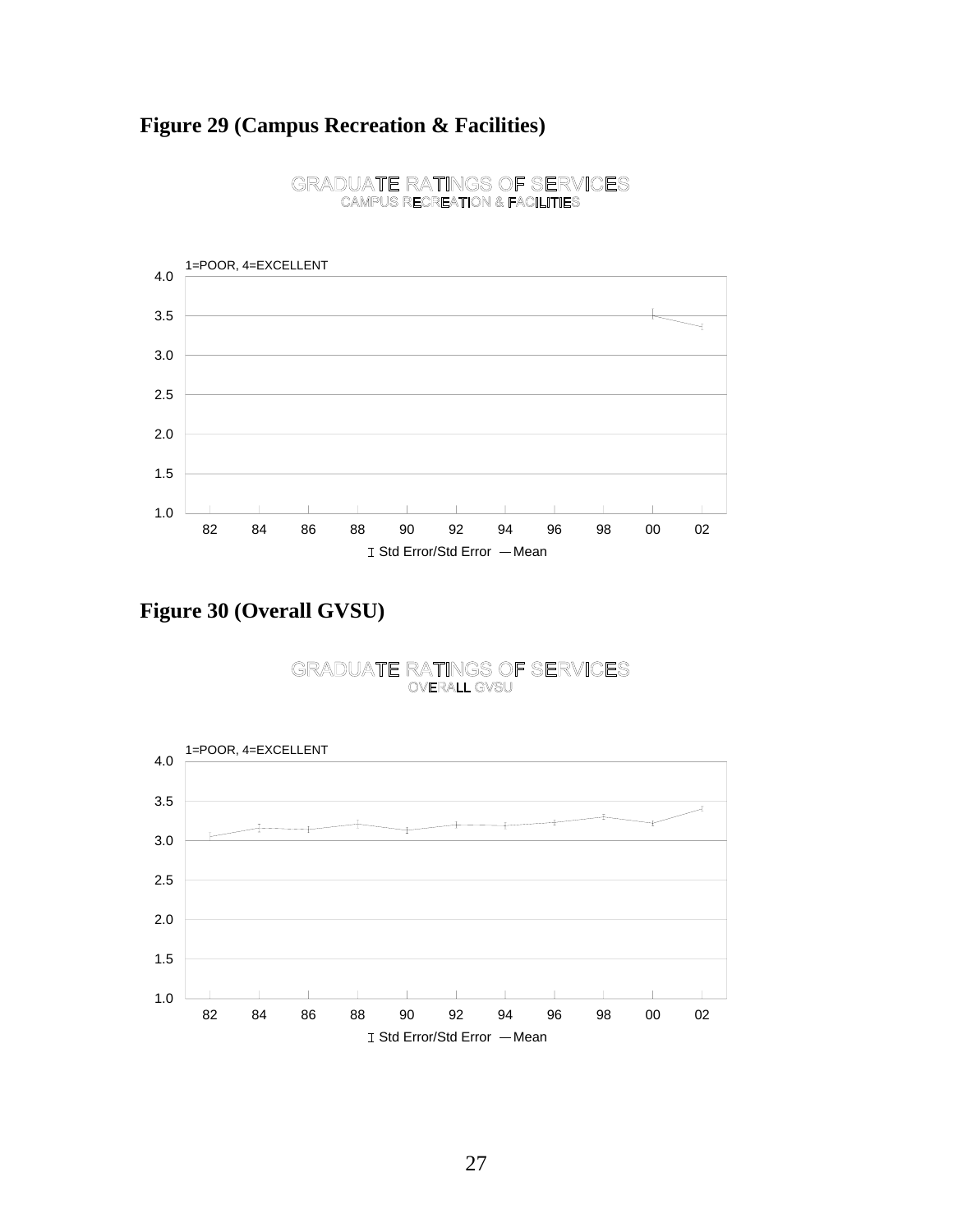## Figure 29 (Campus Recreation & Facilities)

GRADUATE RATINGS OF SERVICES
CAMPUS RECREATION & FACILITIES

1=POOR, 4=EXCELLENT

4.0
3.5
3.0
2.5
2.0
1.5
1.0

82 84 86 88 90 92 94 96 98 00 02

Std Error/Std Error — Mean

## Figure 30 (Overall GVSU)

GRADUATE RATINGS OF SERVICES
OVERALL GVSU

1=POOR, 4=EXCELLENT

4.0
3.5
3.0
2.5
2.0
1.5
1.0

82 84 86 88 90 92 94 96 98 00 02

Std Error/Std Error — Mean